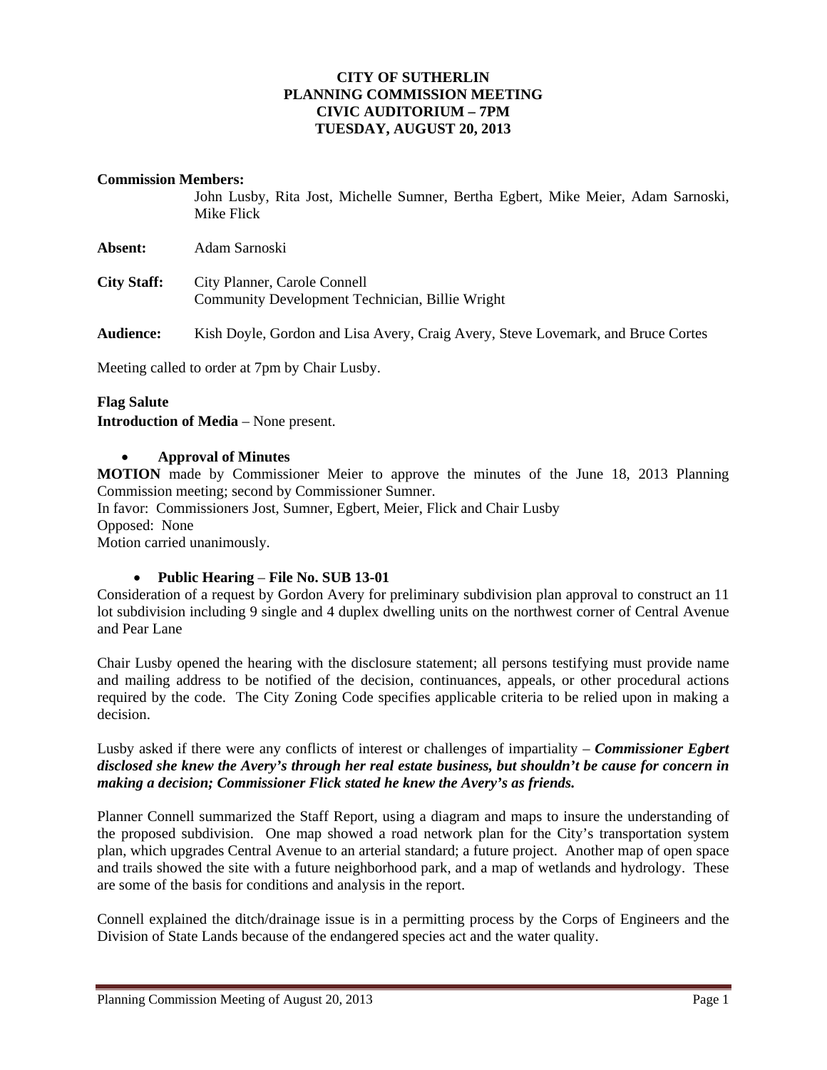**CITY OF SUTHERLIN**
**PLANNING COMMISSION MEETING**
**CIVIC AUDITORIUM – 7PM**
**TUESDAY, AUGUST 20, 2013**

**Commission Members:**
John Lusby, Rita Jost, Michelle Sumner, Bertha Egbert, Mike Meier, Adam Sarnoski, Mike Flick

**Absent:** Adam Sarnoski

**City Staff:** City Planner, Carole Connell
Community Development Technician, Billie Wright

**Audience:** Kish Doyle, Gordon and Lisa Avery, Craig Avery, Steve Lovemark, and Bruce Cortes

Meeting called to order at 7pm by Chair Lusby.

**Flag Salute**
**Introduction of Media** – None present.

- **Approval of Minutes**

**MOTION** made by Commissioner Meier to approve the minutes of the June 18, 2013 Planning Commission meeting; second by Commissioner Sumner.
In favor: Commissioners Jost, Sumner, Egbert, Meier, Flick and Chair Lusby
Opposed: None
Motion carried unanimously.

- **Public Hearing – File No. SUB 13-01**

Consideration of a request by Gordon Avery for preliminary subdivision plan approval to construct an 11 lot subdivision including 9 single and 4 duplex dwelling units on the northwest corner of Central Avenue and Pear Lane

Chair Lusby opened the hearing with the disclosure statement; all persons testifying must provide name and mailing address to be notified of the decision, continuances, appeals, or other procedural actions required by the code. The City Zoning Code specifies applicable criteria to be relied upon in making a decision.

Lusby asked if there were any conflicts of interest or challenges of impartiality – ***Commissioner Egbert disclosed she knew the Avery's through her real estate business, but shouldn't be cause for concern in making a decision; Commissioner Flick stated he knew the Avery's as friends.***

Planner Connell summarized the Staff Report, using a diagram and maps to insure the understanding of the proposed subdivision. One map showed a road network plan for the City's transportation system plan, which upgrades Central Avenue to an arterial standard; a future project. Another map of open space and trails showed the site with a future neighborhood park, and a map of wetlands and hydrology. These are some of the basis for conditions and analysis in the report.

Connell explained the ditch/drainage issue is in a permitting process by the Corps of Engineers and the Division of State Lands because of the endangered species act and the water quality.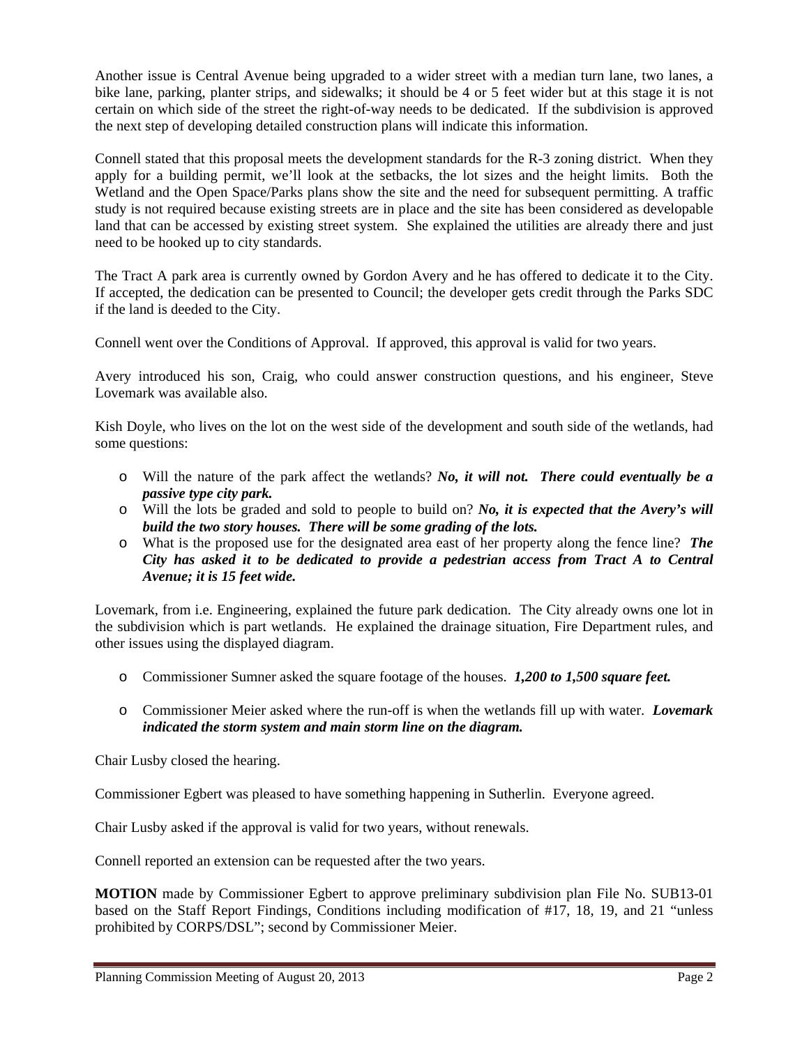Another issue is Central Avenue being upgraded to a wider street with a median turn lane, two lanes, a bike lane, parking, planter strips, and sidewalks; it should be 4 or 5 feet wider but at this stage it is not certain on which side of the street the right-of-way needs to be dedicated. If the subdivision is approved the next step of developing detailed construction plans will indicate this information.

Connell stated that this proposal meets the development standards for the R-3 zoning district. When they apply for a building permit, we'll look at the setbacks, the lot sizes and the height limits. Both the Wetland and the Open Space/Parks plans show the site and the need for subsequent permitting. A traffic study is not required because existing streets are in place and the site has been considered as developable land that can be accessed by existing street system. She explained the utilities are already there and just need to be hooked up to city standards.

The Tract A park area is currently owned by Gordon Avery and he has offered to dedicate it to the City. If accepted, the dedication can be presented to Council; the developer gets credit through the Parks SDC if the land is deeded to the City.

Connell went over the Conditions of Approval. If approved, this approval is valid for two years.

Avery introduced his son, Craig, who could answer construction questions, and his engineer, Steve Lovemark was available also.

Kish Doyle, who lives on the lot on the west side of the development and south side of the wetlands, had some questions:

- Will the nature of the park affect the wetlands? ***No, it will not. There could eventually be a passive type city park.***
- Will the lots be graded and sold to people to build on? ***No, it is expected that the Avery's will build the two story houses. There will be some grading of the lots.***
- What is the proposed use for the designated area east of her property along the fence line? ***The City has asked it to be dedicated to provide a pedestrian access from Tract A to Central Avenue; it is 15 feet wide.***

Lovemark, from i.e. Engineering, explained the future park dedication. The City already owns one lot in the subdivision which is part wetlands. He explained the drainage situation, Fire Department rules, and other issues using the displayed diagram.

- Commissioner Sumner asked the square footage of the houses. ***1,200 to 1,500 square feet.***
- Commissioner Meier asked where the run-off is when the wetlands fill up with water. ***Lovemark indicated the storm system and main storm line on the diagram.***

Chair Lusby closed the hearing.

Commissioner Egbert was pleased to have something happening in Sutherlin. Everyone agreed.

Chair Lusby asked if the approval is valid for two years, without renewals.

Connell reported an extension can be requested after the two years.

**MOTION** made by Commissioner Egbert to approve preliminary subdivision plan File No. SUB13-01 based on the Staff Report Findings, Conditions including modification of #17, 18, 19, and 21 "unless prohibited by CORPS/DSL"; second by Commissioner Meier.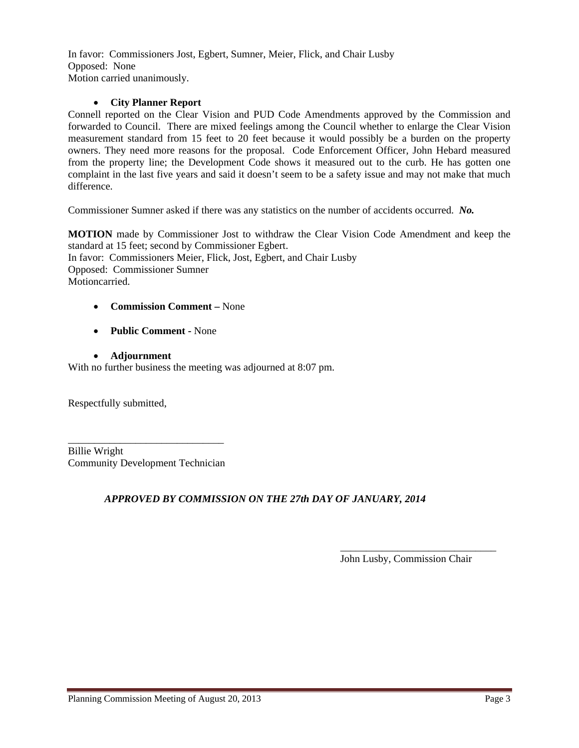In favor: Commissioners Jost, Egbert, Sumner, Meier, Flick, and Chair Lusby
Opposed: None
Motion carried unanimously.

- **City Planner Report**

Connell reported on the Clear Vision and PUD Code Amendments approved by the Commission and forwarded to Council. There are mixed feelings among the Council whether to enlarge the Clear Vision measurement standard from 15 feet to 20 feet because it would possibly be a burden on the property owners. They need more reasons for the proposal. Code Enforcement Officer, John Hebard measured from the property line; the Development Code shows it measured out to the curb. He has gotten one complaint in the last five years and said it doesn't seem to be a safety issue and may not make that much difference.

Commissioner Sumner asked if there was any statistics on the number of accidents occurred. ***No.***

**MOTION** made by Commissioner Jost to withdraw the Clear Vision Code Amendment and keep the standard at 15 feet; second by Commissioner Egbert.
In favor: Commissioners Meier, Flick, Jost, Egbert, and Chair Lusby
Opposed: Commissioner Sumner
Motioncarried.

- **Commission Comment –** None

- **Public Comment -** None

- **Adjournment**

With no further business the meeting was adjourned at 8:07 pm.

Respectfully submitted,

_______________________________
Billie Wright
Community Development Technician

***APPROVED BY COMMISSION ON THE 27th DAY OF JANUARY, 2014***

_______________________________
John Lusby, Commission Chair